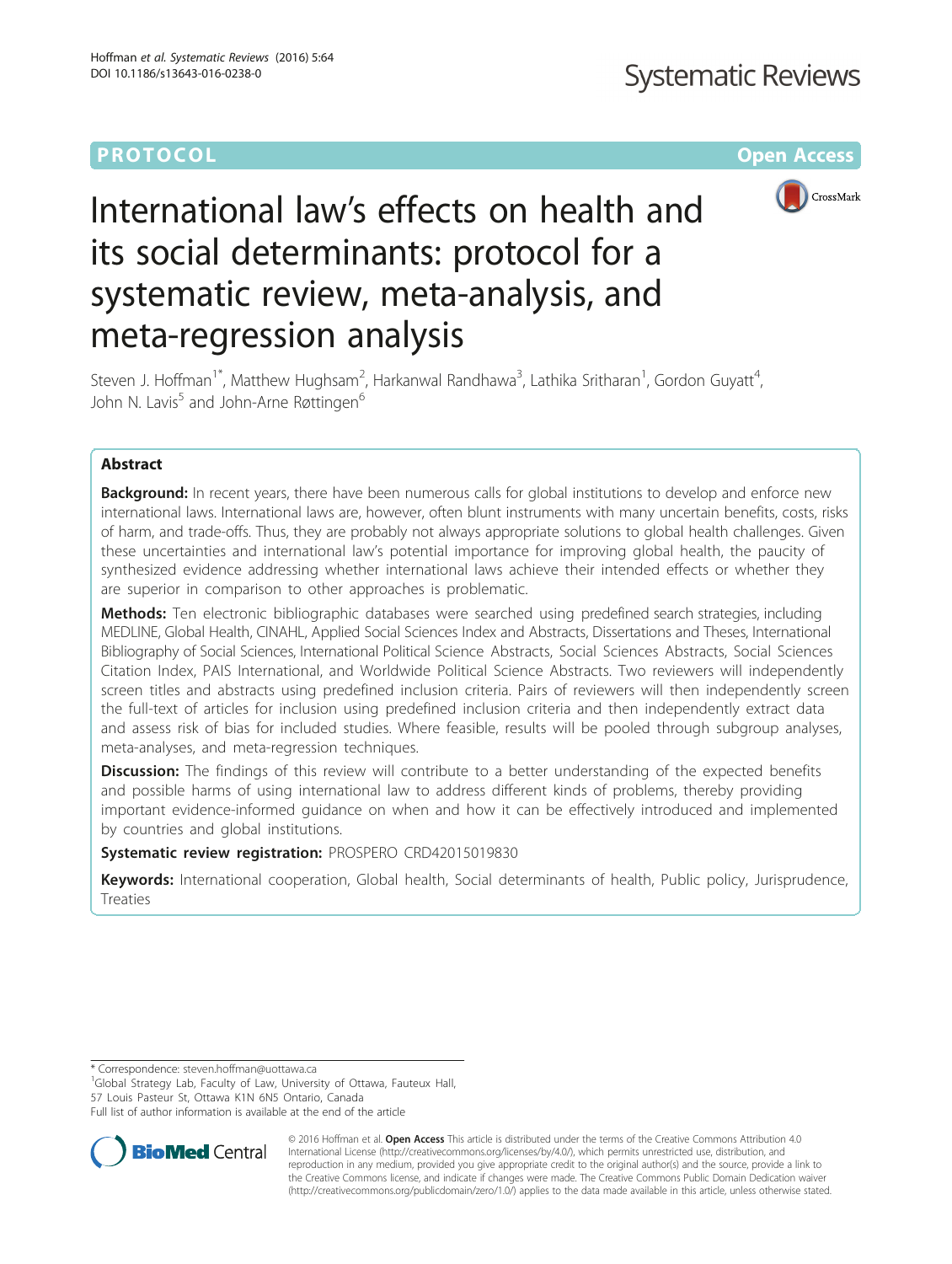PROTOCOL

Open Access

# International law's effects on health and its social determinants: protocol for a systematic review, meta-analysis, and meta-regression analysis

Steven J. Hoffman[1*], Matthew Hughsam[2], Harkanwal Randhawa[3], Lathika Sritharan[1], Gordon Guyatt[4], John N. Lavis[5] and John-Arne Røttingen[6]

## Abstract

**Background:** In recent years, there have been numerous calls for global institutions to develop and enforce new international laws. International laws are, however, often blunt instruments with many uncertain benefits, costs, risks of harm, and trade-offs. Thus, they are probably not always appropriate solutions to global health challenges. Given these uncertainties and international law's potential importance for improving global health, the paucity of synthesized evidence addressing whether international laws achieve their intended effects or whether they are superior in comparison to other approaches is problematic.

**Methods:** Ten electronic bibliographic databases were searched using predefined search strategies, including MEDLINE, Global Health, CINAHL, Applied Social Sciences Index and Abstracts, Dissertations and Theses, International Bibliography of Social Sciences, International Political Science Abstracts, Social Sciences Abstracts, Social Sciences Citation Index, PAIS International, and Worldwide Political Science Abstracts. Two reviewers will independently screen titles and abstracts using predefined inclusion criteria. Pairs of reviewers will then independently screen the full-text of articles for inclusion using predefined inclusion criteria and then independently extract data and assess risk of bias for included studies. Where feasible, results will be pooled through subgroup analyses, meta-analyses, and meta-regression techniques.

**Discussion:** The findings of this review will contribute to a better understanding of the expected benefits and possible harms of using international law to address different kinds of problems, thereby providing important evidence-informed guidance on when and how it can be effectively introduced and implemented by countries and global institutions.

**Systematic review registration:** PROSPERO CRD42015019830

**Keywords:** International cooperation, Global health, Social determinants of health, Public policy, Jurisprudence, Treaties

---

* Correspondence: steven.hoffman@uottawa.ca

[1]Global Strategy Lab, Faculty of Law, University of Ottawa, Fauteux Hall, 57 Louis Pasteur St, Ottawa K1N 6N5 Ontario, Canada

Full list of author information is available at the end of the article

© 2016 Hoffman et al. **Open Access** This article is distributed under the terms of the Creative Commons Attribution 4.0 International License (http://creativecommons.org/licenses/by/4.0/), which permits unrestricted use, distribution, and reproduction in any medium, provided you give appropriate credit to the original author(s) and the source, provide a link to the Creative Commons license, and indicate if changes were made. The Creative Commons Public Domain Dedication waiver (http://creativecommons.org/publicdomain/zero/1.0/) applies to the data made available in this article, unless otherwise stated.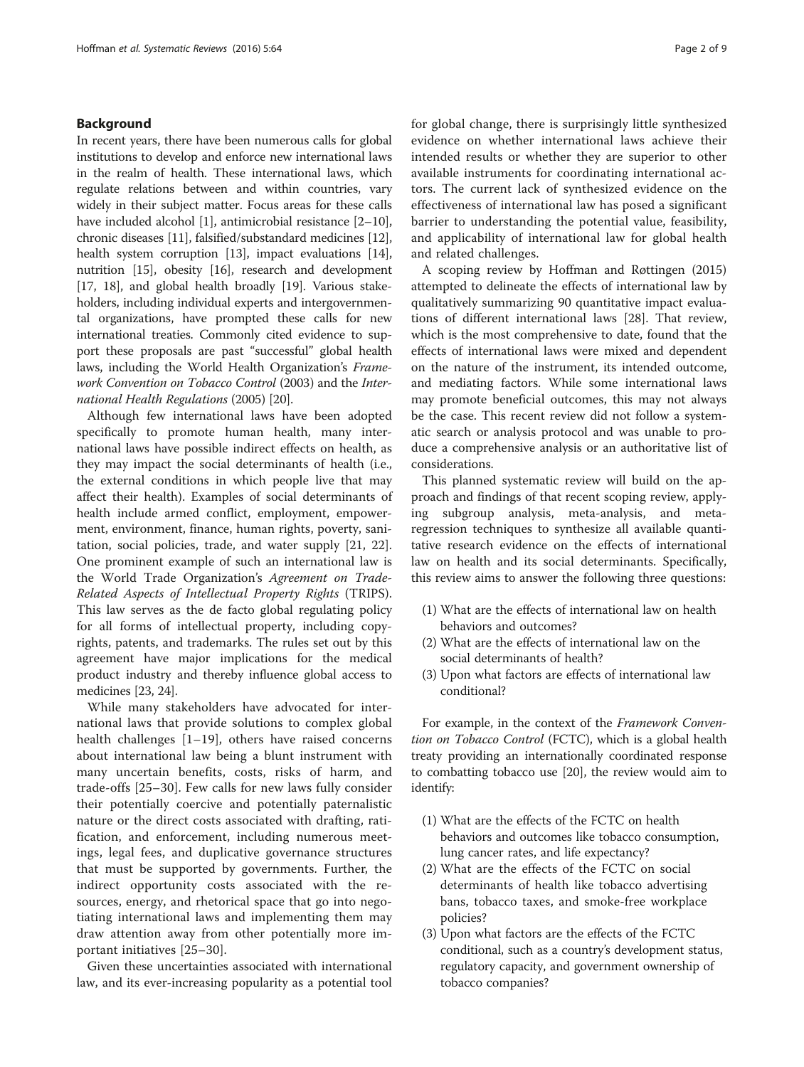## Background

In recent years, there have been numerous calls for global institutions to develop and enforce new international laws in the realm of health. These international laws, which regulate relations between and within countries, vary widely in their subject matter. Focus areas for these calls have included alcohol [1], antimicrobial resistance [2–10], chronic diseases [11], falsified/substandard medicines [12], health system corruption [13], impact evaluations [14], nutrition [15], obesity [16], research and development [17, 18], and global health broadly [19]. Various stakeholders, including individual experts and intergovernmental organizations, have prompted these calls for new international treaties. Commonly cited evidence to support these proposals are past "successful" global health laws, including the World Health Organization's *Framework Convention on Tobacco Control* (2003) and the *International Health Regulations* (2005) [20].

Although few international laws have been adopted specifically to promote human health, many international laws have possible indirect effects on health, as they may impact the social determinants of health (i.e., the external conditions in which people live that may affect their health). Examples of social determinants of health include armed conflict, employment, empowerment, environment, finance, human rights, poverty, sanitation, social policies, trade, and water supply [21, 22]. One prominent example of such an international law is the World Trade Organization's *Agreement on Trade-Related Aspects of Intellectual Property Rights* (TRIPS). This law serves as the de facto global regulating policy for all forms of intellectual property, including copyrights, patents, and trademarks. The rules set out by this agreement have major implications for the medical product industry and thereby influence global access to medicines [23, 24].

While many stakeholders have advocated for international laws that provide solutions to complex global health challenges [1–19], others have raised concerns about international law being a blunt instrument with many uncertain benefits, costs, risks of harm, and trade-offs [25–30]. Few calls for new laws fully consider their potentially coercive and potentially paternalistic nature or the direct costs associated with drafting, ratification, and enforcement, including numerous meetings, legal fees, and duplicative governance structures that must be supported by governments. Further, the indirect opportunity costs associated with the resources, energy, and rhetorical space that go into negotiating international laws and implementing them may draw attention away from other potentially more important initiatives [25–30].

Given these uncertainties associated with international law, and its ever-increasing popularity as a potential tool for global change, there is surprisingly little synthesized evidence on whether international laws achieve their intended results or whether they are superior to other available instruments for coordinating international actors. The current lack of synthesized evidence on the effectiveness of international law has posed a significant barrier to understanding the potential value, feasibility, and applicability of international law for global health and related challenges.

A scoping review by Hoffman and Røttingen (2015) attempted to delineate the effects of international law by qualitatively summarizing 90 quantitative impact evaluations of different international laws [28]. That review, which is the most comprehensive to date, found that the effects of international laws were mixed and dependent on the nature of the instrument, its intended outcome, and mediating factors. While some international laws may promote beneficial outcomes, this may not always be the case. This recent review did not follow a systematic search or analysis protocol and was unable to produce a comprehensive analysis or an authoritative list of considerations.

This planned systematic review will build on the approach and findings of that recent scoping review, applying subgroup analysis, meta-analysis, and meta-regression techniques to synthesize all available quantitative research evidence on the effects of international law on health and its social determinants. Specifically, this review aims to answer the following three questions:

(1) What are the effects of international law on health behaviors and outcomes?
(2) What are the effects of international law on the social determinants of health?
(3) Upon what factors are effects of international law conditional?

For example, in the context of the *Framework Convention on Tobacco Control* (FCTC), which is a global health treaty providing an internationally coordinated response to combatting tobacco use [20], the review would aim to identify:

(1) What are the effects of the FCTC on health behaviors and outcomes like tobacco consumption, lung cancer rates, and life expectancy?
(2) What are the effects of the FCTC on social determinants of health like tobacco advertising bans, tobacco taxes, and smoke-free workplace policies?
(3) Upon what factors are the effects of the FCTC conditional, such as a country's development status, regulatory capacity, and government ownership of tobacco companies?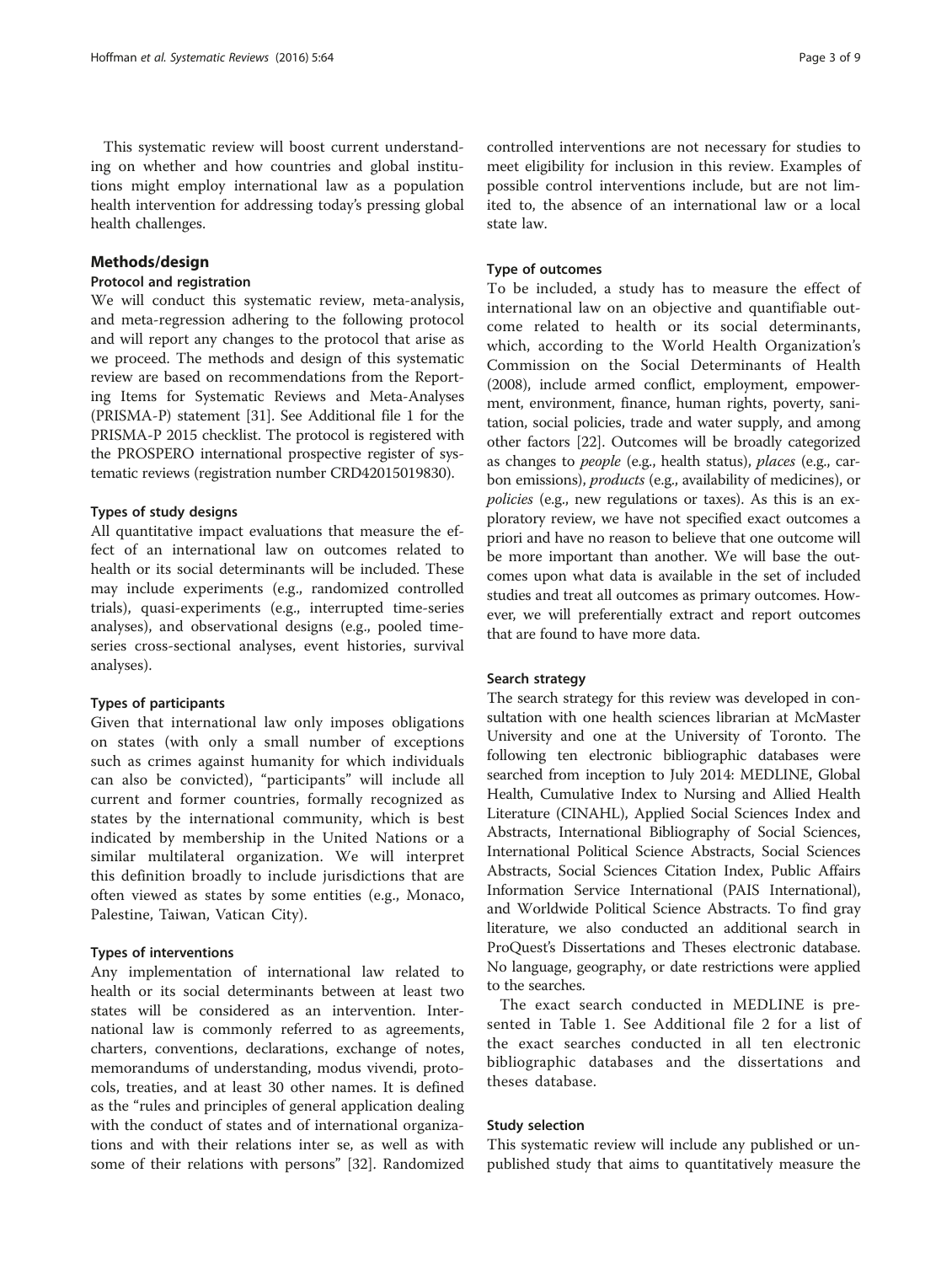This systematic review will boost current understanding on whether and how countries and global institutions might employ international law as a population health intervention for addressing today's pressing global health challenges.

## Methods/design

### Protocol and registration

We will conduct this systematic review, meta-analysis, and meta-regression adhering to the following protocol and will report any changes to the protocol that arise as we proceed. The methods and design of this systematic review are based on recommendations from the Reporting Items for Systematic Reviews and Meta-Analyses (PRISMA-P) statement [31]. See Additional file 1 for the PRISMA-P 2015 checklist. The protocol is registered with the PROSPERO international prospective register of systematic reviews (registration number CRD42015019830).

#### Types of study designs

All quantitative impact evaluations that measure the effect of an international law on outcomes related to health or its social determinants will be included. These may include experiments (e.g., randomized controlled trials), quasi-experiments (e.g., interrupted time-series analyses), and observational designs (e.g., pooled time-series cross-sectional analyses, event histories, survival analyses).

#### Types of participants

Given that international law only imposes obligations on states (with only a small number of exceptions such as crimes against humanity for which individuals can also be convicted), "participants" will include all current and former countries, formally recognized as states by the international community, which is best indicated by membership in the United Nations or a similar multilateral organization. We will interpret this definition broadly to include jurisdictions that are often viewed as states by some entities (e.g., Monaco, Palestine, Taiwan, Vatican City).

#### Types of interventions

Any implementation of international law related to health or its social determinants between at least two states will be considered as an intervention. International law is commonly referred to as agreements, charters, conventions, declarations, exchange of notes, memorandums of understanding, modus vivendi, protocols, treaties, and at least 30 other names. It is defined as the "rules and principles of general application dealing with the conduct of states and of international organizations and with their relations inter se, as well as with some of their relations with persons" [32]. Randomized controlled interventions are not necessary for studies to meet eligibility for inclusion in this review. Examples of possible control interventions include, but are not limited to, the absence of an international law or a local state law.

#### Type of outcomes

To be included, a study has to measure the effect of international law on an objective and quantifiable outcome related to health or its social determinants, which, according to the World Health Organization's Commission on the Social Determinants of Health (2008), include armed conflict, employment, empowerment, environment, finance, human rights, poverty, sanitation, social policies, trade and water supply, and among other factors [22]. Outcomes will be broadly categorized as changes to *people* (e.g., health status), *places* (e.g., carbon emissions), *products* (e.g., availability of medicines), or *policies* (e.g., new regulations or taxes). As this is an exploratory review, we have not specified exact outcomes a priori and have no reason to believe that one outcome will be more important than another. We will base the outcomes upon what data is available in the set of included studies and treat all outcomes as primary outcomes. However, we will preferentially extract and report outcomes that are found to have more data.

#### Search strategy

The search strategy for this review was developed in consultation with one health sciences librarian at McMaster University and one at the University of Toronto. The following ten electronic bibliographic databases were searched from inception to July 2014: MEDLINE, Global Health, Cumulative Index to Nursing and Allied Health Literature (CINAHL), Applied Social Sciences Index and Abstracts, International Bibliography of Social Sciences, International Political Science Abstracts, Social Sciences Abstracts, Social Sciences Citation Index, Public Affairs Information Service International (PAIS International), and Worldwide Political Science Abstracts. To find gray literature, we also conducted an additional search in ProQuest's Dissertations and Theses electronic database. No language, geography, or date restrictions were applied to the searches.

The exact search conducted in MEDLINE is presented in Table 1. See Additional file 2 for a list of the exact searches conducted in all ten electronic bibliographic databases and the dissertations and theses database.

#### Study selection

This systematic review will include any published or unpublished study that aims to quantitatively measure the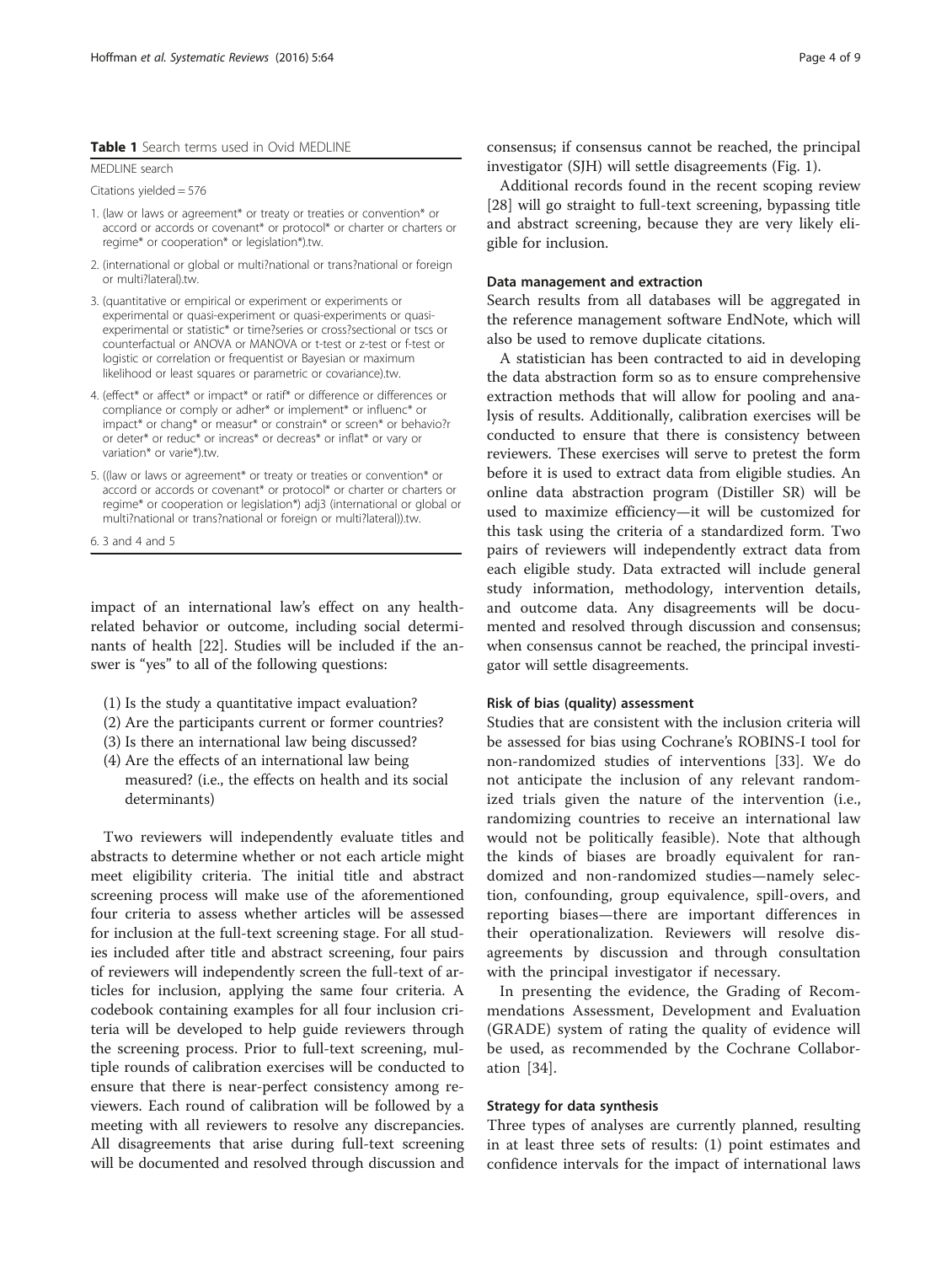**Table 1** Search terms used in Ovid MEDLINE

| MEDLINE search |
| --- |
| Citations yielded = 576 |
| 1. (law or laws or agreement* or treaty or treaties or convention* or accord or accords or covenant* or protocol* or charter or charters or regime* or cooperation* or legislation*).tw. |
| 2. (international or global or multi?national or trans?national or foreign or multi?lateral).tw. |
| 3. (quantitative or empirical or experiment or experiments or experimental or quasi-experiment or quasi-experiments or quasi-experimental or statistic* or time?series or cross?sectional or tscs or counterfactual or ANOVA or MANOVA or t-test or z-test or f-test or logistic or correlation or frequentist or Bayesian or maximum likelihood or least squares or parametric or covariance).tw. |
| 4. (effect* or affect* or impact* or ratif* or difference or differences or compliance or comply or adher* or implement* or influenc* or impact* or chang* or measur* or constrain* or screen* or behavio?r or deter* or reduc* or increas* or decreas* or inflat* or vary or variation* or varie*).tw. |
| 5. ((law or laws or agreement* or treaty or treaties or convention* or accord or accords or covenant* or protocol* or charter or charters or regime* or cooperation or legislation*) adj3 (international or global or multi?national or trans?national or foreign or multi?lateral)).tw. |
| 6. 3 and 4 and 5 |

impact of an international law's effect on any health-related behavior or outcome, including social determinants of health [22]. Studies will be included if the answer is "yes" to all of the following questions:

(1) Is the study a quantitative impact evaluation?
(2) Are the participants current or former countries?
(3) Is there an international law being discussed?
(4) Are the effects of an international law being measured? (i.e., the effects on health and its social determinants)

Two reviewers will independently evaluate titles and abstracts to determine whether or not each article might meet eligibility criteria. The initial title and abstract screening process will make use of the aforementioned four criteria to assess whether articles will be assessed for inclusion at the full-text screening stage. For all studies included after title and abstract screening, four pairs of reviewers will independently screen the full-text of articles for inclusion, applying the same four criteria. A codebook containing examples for all four inclusion criteria will be developed to help guide reviewers through the screening process. Prior to full-text screening, multiple rounds of calibration exercises will be conducted to ensure that there is near-perfect consistency among reviewers. Each round of calibration will be followed by a meeting with all reviewers to resolve any discrepancies. All disagreements that arise during full-text screening will be documented and resolved through discussion and consensus; if consensus cannot be reached, the principal investigator (SJH) will settle disagreements (Fig. 1).

Additional records found in the recent scoping review [28] will go straight to full-text screening, bypassing title and abstract screening, because they are very likely eligible for inclusion.

#### Data management and extraction

Search results from all databases will be aggregated in the reference management software EndNote, which will also be used to remove duplicate citations.

A statistician has been contracted to aid in developing the data abstraction form so as to ensure comprehensive extraction methods that will allow for pooling and analysis of results. Additionally, calibration exercises will be conducted to ensure that there is consistency between reviewers. These exercises will serve to pretest the form before it is used to extract data from eligible studies. An online data abstraction program (Distiller SR) will be used to maximize efficiency—it will be customized for this task using the criteria of a standardized form. Two pairs of reviewers will independently extract data from each eligible study. Data extracted will include general study information, methodology, intervention details, and outcome data. Any disagreements will be documented and resolved through discussion and consensus; when consensus cannot be reached, the principal investigator will settle disagreements.

#### Risk of bias (quality) assessment

Studies that are consistent with the inclusion criteria will be assessed for bias using Cochrane's ROBINS-I tool for non-randomized studies of interventions [33]. We do not anticipate the inclusion of any relevant randomized trials given the nature of the intervention (i.e., randomizing countries to receive an international law would not be politically feasible). Note that although the kinds of biases are broadly equivalent for randomized and non-randomized studies—namely selection, confounding, group equivalence, spill-overs, and reporting biases—there are important differences in their operationalization. Reviewers will resolve disagreements by discussion and through consultation with the principal investigator if necessary.

In presenting the evidence, the Grading of Recommendations Assessment, Development and Evaluation (GRADE) system of rating the quality of evidence will be used, as recommended by the Cochrane Collaboration [34].

#### Strategy for data synthesis

Three types of analyses are currently planned, resulting in at least three sets of results: (1) point estimates and confidence intervals for the impact of international laws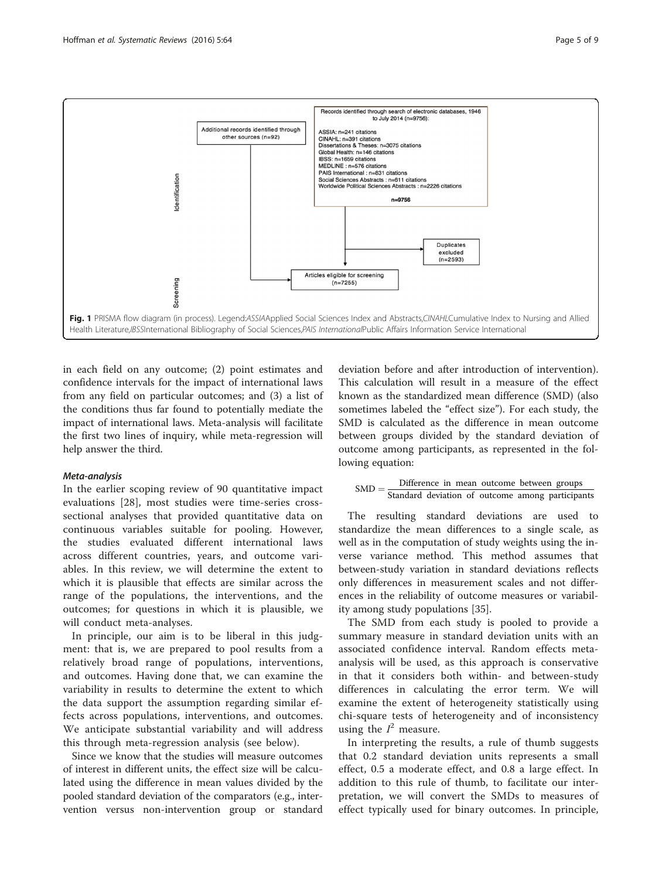Records identified through search of electronic databases, 1946 to July 2014 (n=9756):

ASSIA: n=241 citations
CINAHL: n=391 citations
Dissertations & Theses: n=3075 citations
Global Health: n=146 citations
IBSS: n=1659 citations
MEDLINE : n=576 citations
PAIS International : n=831 citations
Social Sciences Abstracts : n=611 citations
Worldwide Political Sciences Abstracts : n=2226 citations

n=9756

Additional records identified through other sources (n=92)

Duplicates excluded (n=2593)

Articles eligible for screening (n=7255)

Identification

Screening

**Fig. 1** PRISMA flow diagram (in process). Legend:*ASSIA*Applied Social Sciences Index and Abstracts,*CINAHL*Cumulative Index to Nursing and Allied Health Literature,*IBSS*International Bibliography of Social Sciences,*PAIS International*Public Affairs Information Service International

in each field on any outcome; (2) point estimates and confidence intervals for the impact of international laws from any field on particular outcomes; and (3) a list of the conditions thus far found to potentially mediate the impact of international laws. Meta-analysis will facilitate the first two lines of inquiry, while meta-regression will help answer the third.

### *Meta-analysis*

In the earlier scoping review of 90 quantitative impact evaluations [28], most studies were time-series cross-sectional analyses that provided quantitative data on continuous variables suitable for pooling. However, the studies evaluated different international laws across different countries, years, and outcome variables. In this review, we will determine the extent to which it is plausible that effects are similar across the range of the populations, the interventions, and the outcomes; for questions in which it is plausible, we will conduct meta-analyses.

In principle, our aim is to be liberal in this judgment: that is, we are prepared to pool results from a relatively broad range of populations, interventions, and outcomes. Having done that, we can examine the variability in results to determine the extent to which the data support the assumption regarding similar effects across populations, interventions, and outcomes. We anticipate substantial variability and will address this through meta-regression analysis (see below).

Since we know that the studies will measure outcomes of interest in different units, the effect size will be calculated using the difference in mean values divided by the pooled standard deviation of the comparators (e.g., intervention versus non-intervention group or standard deviation before and after introduction of intervention). This calculation will result in a measure of the effect known as the standardized mean difference (SMD) (also sometimes labeled the "effect size"). For each study, the SMD is calculated as the difference in mean outcome between groups divided by the standard deviation of outcome among participants, as represented in the following equation:

$$\text{SMD} = \frac{\text{Difference in mean outcome between groups}}{\text{Standard deviation of outcome among participants}}$$

The resulting standard deviations are used to standardize the mean differences to a single scale, as well as in the computation of study weights using the inverse variance method. This method assumes that between-study variation in standard deviations reflects only differences in measurement scales and not differences in the reliability of outcome measures or variability among study populations [35].

The SMD from each study is pooled to provide a summary measure in standard deviation units with an associated confidence interval. Random effects meta-analysis will be used, as this approach is conservative in that it considers both within- and between-study differences in calculating the error term. We will examine the extent of heterogeneity statistically using chi-square tests of heterogeneity and of inconsistency using the $I^2$ measure.

In interpreting the results, a rule of thumb suggests that 0.2 standard deviation units represents a small effect, 0.5 a moderate effect, and 0.8 a large effect. In addition to this rule of thumb, to facilitate our interpretation, we will convert the SMDs to measures of effect typically used for binary outcomes. In principle,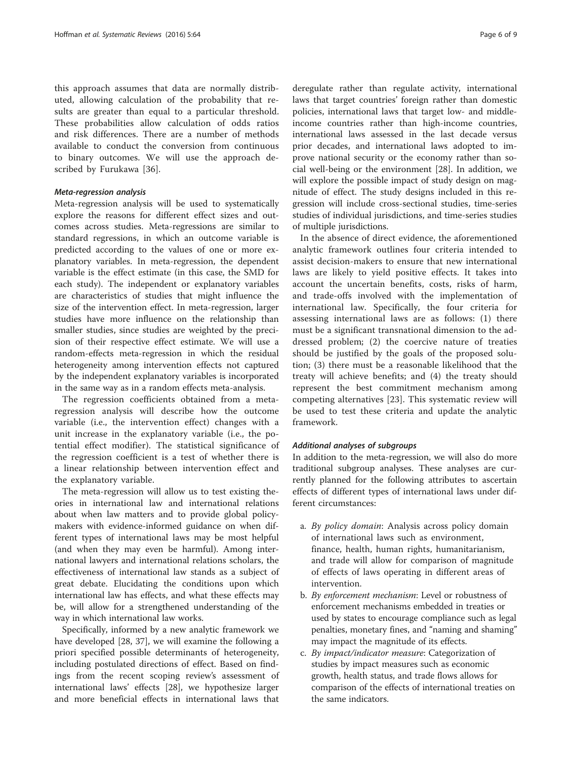this approach assumes that data are normally distributed, allowing calculation of the probability that results are greater than equal to a particular threshold. These probabilities allow calculation of odds ratios and risk differences. There are a number of methods available to conduct the conversion from continuous to binary outcomes. We will use the approach described by Furukawa [36].

#### *Meta-regression analysis*

Meta-regression analysis will be used to systematically explore the reasons for different effect sizes and outcomes across studies. Meta-regressions are similar to standard regressions, in which an outcome variable is predicted according to the values of one or more explanatory variables. In meta-regression, the dependent variable is the effect estimate (in this case, the SMD for each study). The independent or explanatory variables are characteristics of studies that might influence the size of the intervention effect. In meta-regression, larger studies have more influence on the relationship than smaller studies, since studies are weighted by the precision of their respective effect estimate. We will use a random-effects meta-regression in which the residual heterogeneity among intervention effects not captured by the independent explanatory variables is incorporated in the same way as in a random effects meta-analysis.

The regression coefficients obtained from a meta-regression analysis will describe how the outcome variable (i.e., the intervention effect) changes with a unit increase in the explanatory variable (i.e., the potential effect modifier). The statistical significance of the regression coefficient is a test of whether there is a linear relationship between intervention effect and the explanatory variable.

The meta-regression will allow us to test existing theories in international law and international relations about when law matters and to provide global policymakers with evidence-informed guidance on when different types of international laws may be most helpful (and when they may even be harmful). Among international lawyers and international relations scholars, the effectiveness of international law stands as a subject of great debate. Elucidating the conditions upon which international law has effects, and what these effects may be, will allow for a strengthened understanding of the way in which international law works.

Specifically, informed by a new analytic framework we have developed [28, 37], we will examine the following a priori specified possible determinants of heterogeneity, including postulated directions of effect. Based on findings from the recent scoping review's assessment of international laws' effects [28], we hypothesize larger and more beneficial effects in international laws that deregulate rather than regulate activity, international laws that target countries' foreign rather than domestic policies, international laws that target low- and middle-income countries rather than high-income countries, international laws assessed in the last decade versus prior decades, and international laws adopted to improve national security or the economy rather than social well-being or the environment [28]. In addition, we will explore the possible impact of study design on magnitude of effect. The study designs included in this regression will include cross-sectional studies, time-series studies of individual jurisdictions, and time-series studies of multiple jurisdictions.

In the absence of direct evidence, the aforementioned analytic framework outlines four criteria intended to assist decision-makers to ensure that new international laws are likely to yield positive effects. It takes into account the uncertain benefits, costs, risks of harm, and trade-offs involved with the implementation of international law. Specifically, the four criteria for assessing international laws are as follows: (1) there must be a significant transnational dimension to the addressed problem; (2) the coercive nature of treaties should be justified by the goals of the proposed solution; (3) there must be a reasonable likelihood that the treaty will achieve benefits; and (4) the treaty should represent the best commitment mechanism among competing alternatives [23]. This systematic review will be used to test these criteria and update the analytic framework.

#### *Additional analyses of subgroups*

In addition to the meta-regression, we will also do more traditional subgroup analyses. These analyses are currently planned for the following attributes to ascertain effects of different types of international laws under different circumstances:

a. *By policy domain*: Analysis across policy domain of international laws such as environment, finance, health, human rights, humanitarianism, and trade will allow for comparison of magnitude of effects of laws operating in different areas of intervention.
b. *By enforcement mechanism*: Level or robustness of enforcement mechanisms embedded in treaties or used by states to encourage compliance such as legal penalties, monetary fines, and "naming and shaming" may impact the magnitude of its effects.
c. *By impact/indicator measure*: Categorization of studies by impact measures such as economic growth, health status, and trade flows allows for comparison of the effects of international treaties on the same indicators.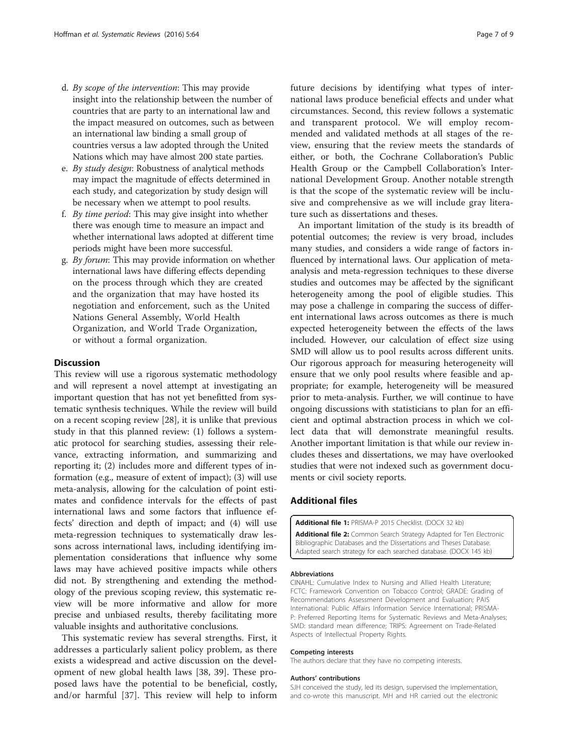d. *By scope of the intervention*: This may provide insight into the relationship between the number of countries that are party to an international law and the impact measured on outcomes, such as between an international law binding a small group of countries versus a law adopted through the United Nations which may have almost 200 state parties.
e. *By study design*: Robustness of analytical methods may impact the magnitude of effects determined in each study, and categorization by study design will be necessary when we attempt to pool results.
f. *By time period*: This may give insight into whether there was enough time to measure an impact and whether international laws adopted at different time periods might have been more successful.
g. *By forum*: This may provide information on whether international laws have differing effects depending on the process through which they are created and the organization that may have hosted its negotiation and enforcement, such as the United Nations General Assembly, World Health Organization, and World Trade Organization, or without a formal organization.

## Discussion

This review will use a rigorous systematic methodology and will represent a novel attempt at investigating an important question that has not yet benefitted from systematic synthesis techniques. While the review will build on a recent scoping review [28], it is unlike that previous study in that this planned review: (1) follows a systematic protocol for searching studies, assessing their relevance, extracting information, and summarizing and reporting it; (2) includes more and different types of information (e.g., measure of extent of impact); (3) will use meta-analysis, allowing for the calculation of point estimates and confidence intervals for the effects of past international laws and some factors that influence effects' direction and depth of impact; and (4) will use meta-regression techniques to systematically draw lessons across international laws, including identifying implementation considerations that influence why some laws may have achieved positive impacts while others did not. By strengthening and extending the methodology of the previous scoping review, this systematic review will be more informative and allow for more precise and unbiased results, thereby facilitating more valuable insights and authoritative conclusions.

This systematic review has several strengths. First, it addresses a particularly salient policy problem, as there exists a widespread and active discussion on the development of new global health laws [38, 39]. These proposed laws have the potential to be beneficial, costly, and/or harmful [37]. This review will help to inform future decisions by identifying what types of international laws produce beneficial effects and under what circumstances. Second, this review follows a systematic and transparent protocol. We will employ recommended and validated methods at all stages of the review, ensuring that the review meets the standards of either, or both, the Cochrane Collaboration's Public Health Group or the Campbell Collaboration's International Development Group. Another notable strength is that the scope of the systematic review will be inclusive and comprehensive as we will include gray literature such as dissertations and theses.

An important limitation of the study is its breadth of potential outcomes; the review is very broad, includes many studies, and considers a wide range of factors influenced by international laws. Our application of meta-analysis and meta-regression techniques to these diverse studies and outcomes may be affected by the significant heterogeneity among the pool of eligible studies. This may pose a challenge in comparing the success of different international laws across outcomes as there is much expected heterogeneity between the effects of the laws included. However, our calculation of effect size using SMD will allow us to pool results across different units. Our rigorous approach for measuring heterogeneity will ensure that we only pool results where feasible and appropriate; for example, heterogeneity will be measured prior to meta-analysis. Further, we will continue to have ongoing discussions with statisticians to plan for an efficient and optimal abstraction process in which we collect data that will demonstrate meaningful results. Another important limitation is that while our review includes theses and dissertations, we may have overlooked studies that were not indexed such as government documents or civil society reports.

## Additional files

**Additional file 1:** PRISMA-P 2015 Checklist. (DOCX 32 kb)

**Additional file 2:** Common Search Strategy Adapted for Ten Electronic Bibliographic Databases and the Dissertations and Theses Database. Adapted search strategy for each searched database. (DOCX 145 kb)

#### Abbreviations

CINAHL: Cumulative Index to Nursing and Allied Health Literature; FCTC: Framework Convention on Tobacco Control; GRADE: Grading of Recommendations Assessment Development and Evaluation; PAIS International: Public Affairs Information Service International; PRISMA-P: Preferred Reporting Items for Systematic Reviews and Meta-Analyses; SMD: standard mean difference; TRIPS: Agreement on Trade-Related Aspects of Intellectual Property Rights.

#### Competing interests

The authors declare that they have no competing interests.

#### Authors' contributions

SJH conceived the study, led its design, supervised the implementation, and co-wrote this manuscript. MH and HR carried out the electronic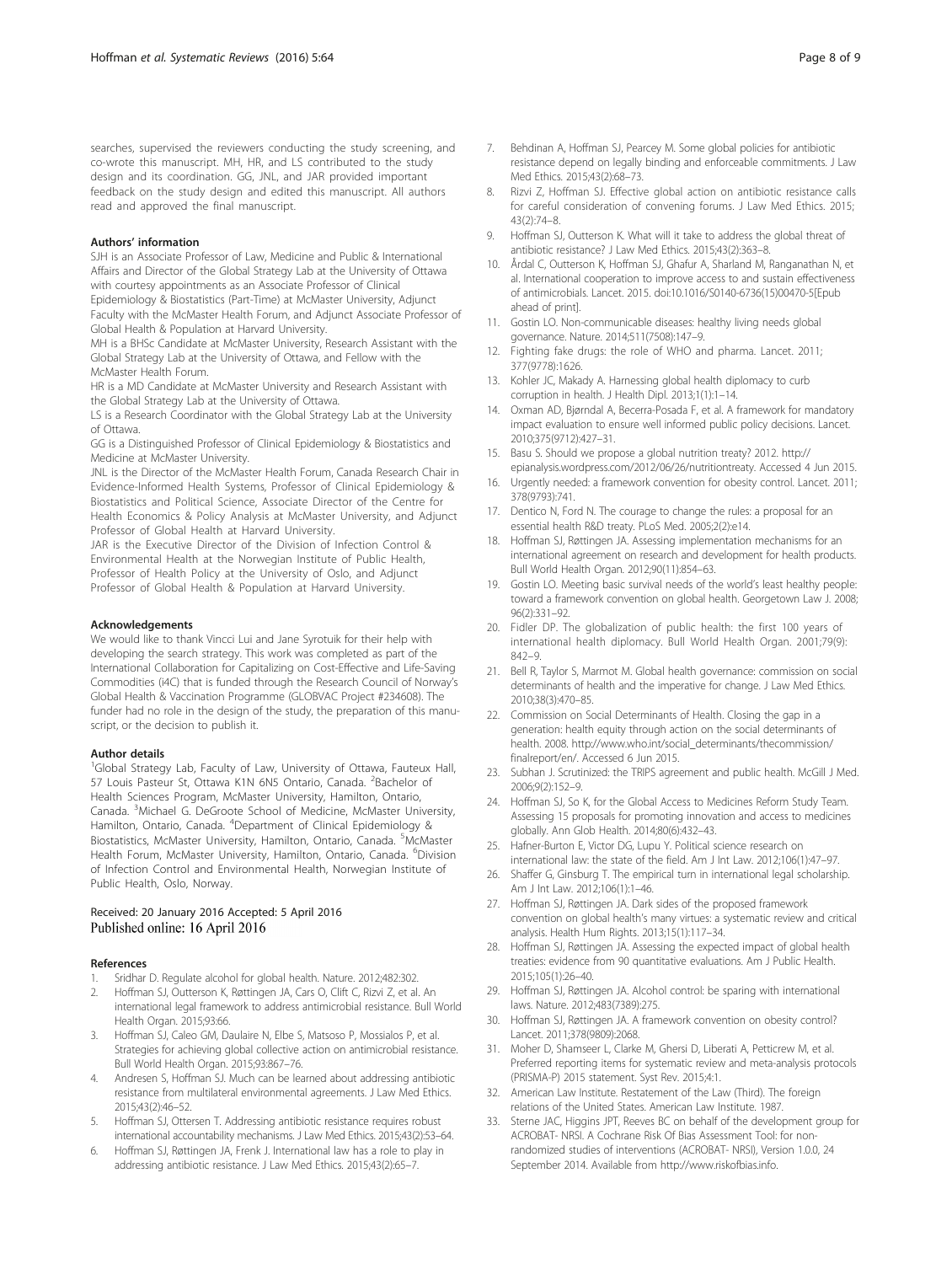searches, supervised the reviewers conducting the study screening, and co-wrote this manuscript. MH, HR, and LS contributed to the study design and its coordination. GG, JNL, and JAR provided important feedback on the study design and edited this manuscript. All authors read and approved the final manuscript.

#### Authors' information

SJH is an Associate Professor of Law, Medicine and Public & International Affairs and Director of the Global Strategy Lab at the University of Ottawa with courtesy appointments as an Associate Professor of Clinical Epidemiology & Biostatistics (Part-Time) at McMaster University, Adjunct Faculty with the McMaster Health Forum, and Adjunct Associate Professor of Global Health & Population at Harvard University.

MH is a BHSc Candidate at McMaster University, Research Assistant with the Global Strategy Lab at the University of Ottawa, and Fellow with the McMaster Health Forum.

HR is a MD Candidate at McMaster University and Research Assistant with the Global Strategy Lab at the University of Ottawa.

LS is a Research Coordinator with the Global Strategy Lab at the University of Ottawa.

GG is a Distinguished Professor of Clinical Epidemiology & Biostatistics and Medicine at McMaster University.

JNL is the Director of the McMaster Health Forum, Canada Research Chair in Evidence-Informed Health Systems, Professor of Clinical Epidemiology & Biostatistics and Political Science, Associate Director of the Centre for Health Economics & Policy Analysis at McMaster University, and Adjunct Professor of Global Health at Harvard University.

JAR is the Executive Director of the Division of Infection Control & Environmental Health at the Norwegian Institute of Public Health, Professor of Health Policy at the University of Oslo, and Adjunct Professor of Global Health & Population at Harvard University.

#### Acknowledgements

We would like to thank Vincci Lui and Jane Syrotuik for their help with developing the search strategy. This work was completed as part of the International Collaboration for Capitalizing on Cost-Effective and Life-Saving Commodities (i4C) that is funded through the Research Council of Norway's Global Health & Vaccination Programme (GLOBVAC Project #234608). The funder had no role in the design of the study, the preparation of this manuscript, or the decision to publish it.

#### Author details

[1]Global Strategy Lab, Faculty of Law, University of Ottawa, Fauteux Hall, 57 Louis Pasteur St, Ottawa K1N 6N5 Ontario, Canada. [2]Bachelor of Health Sciences Program, McMaster University, Hamilton, Ontario, Canada. [3]Michael G. DeGroote School of Medicine, McMaster University, Hamilton, Ontario, Canada. [4]Department of Clinical Epidemiology & Biostatistics, McMaster University, Hamilton, Ontario, Canada. [5]McMaster Health Forum, McMaster University, Hamilton, Ontario, Canada. [6]Division of Infection Control and Environmental Health, Norwegian Institute of Public Health, Oslo, Norway.

Received: 20 January 2016 Accepted: 5 April 2016
Published online: 16 April 2016

#### References

1. Sridhar D. Regulate alcohol for global health. Nature. 2012;482:302.
2. Hoffman SJ, Outterson K, Røttingen JA, Cars O, Clift C, Rizvi Z, et al. An international legal framework to address antimicrobial resistance. Bull World Health Organ. 2015;93:66.
3. Hoffman SJ, Caleo GM, Daulaire N, Elbe S, Matsoso P, Mossialos P, et al. Strategies for achieving global collective action on antimicrobial resistance. Bull World Health Organ. 2015;93:867–76.
4. Andresen S, Hoffman SJ. Much can be learned about addressing antibiotic resistance from multilateral environmental agreements. J Law Med Ethics. 2015;43(2):46–52.
5. Hoffman SJ, Ottersen T. Addressing antibiotic resistance requires robust international accountability mechanisms. J Law Med Ethics. 2015;43(2):53–64.
6. Hoffman SJ, Røttingen JA, Frenk J. International law has a role to play in addressing antibiotic resistance. J Law Med Ethics. 2015;43(2):65–7.
7. Behdinan A, Hoffman SJ, Pearcey M. Some global policies for antibiotic resistance depend on legally binding and enforceable commitments. J Law Med Ethics. 2015;43(2):68–73.
8. Rizvi Z, Hoffman SJ. Effective global action on antibiotic resistance calls for careful consideration of convening forums. J Law Med Ethics. 2015; 43(2):74–8.
9. Hoffman SJ, Outterson K. What will it take to address the global threat of antibiotic resistance? J Law Med Ethics. 2015;43(2):363–8.
10. Årdal C, Outterson K, Hoffman SJ, Ghafur A, Sharland M, Ranganathan N, et al. International cooperation to improve access to and sustain effectiveness of antimicrobials. Lancet. 2015. doi:10.1016/S0140-6736(15)00470-5[Epub ahead of print].
11. Gostin LO. Non-communicable diseases: healthy living needs global governance. Nature. 2014;511(7508):147–9.
12. Fighting fake drugs: the role of WHO and pharma. Lancet. 2011; 377(9778):1626.
13. Kohler JC, Makady A. Harnessing global health diplomacy to curb corruption in health. J Health Dipl. 2013;1(1):1–14.
14. Oxman AD, Bjørndal A, Becerra-Posada F, et al. A framework for mandatory impact evaluation to ensure well informed public policy decisions. Lancet. 2010;375(9712):427–31.
15. Basu S. Should we propose a global nutrition treaty? 2012. http://epianalysis.wordpress.com/2012/06/26/nutritiontreaty. Accessed 4 Jun 2015.
16. Urgently needed: a framework convention for obesity control. Lancet. 2011; 378(9793):741.
17. Dentico N, Ford N. The courage to change the rules: a proposal for an essential health R&D treaty. PLoS Med. 2005;2(2):e14.
18. Hoffman SJ, Røttingen JA. Assessing implementation mechanisms for an international agreement on research and development for health products. Bull World Health Organ. 2012;90(11):854–63.
19. Gostin LO. Meeting basic survival needs of the world's least healthy people: toward a framework convention on global health. Georgetown Law J. 2008; 96(2):331–92.
20. Fidler DP. The globalization of public health: the first 100 years of international health diplomacy. Bull World Health Organ. 2001;79(9): 842–9.
21. Bell R, Taylor S, Marmot M. Global health governance: commission on social determinants of health and the imperative for change. J Law Med Ethics. 2010;38(3):470–85.
22. Commission on Social Determinants of Health. Closing the gap in a generation: health equity through action on the social determinants of health. 2008. http://www.who.int/social_determinants/thecommission/finalreport/en/. Accessed 6 Jun 2015.
23. Subhan J. Scrutinized: the TRIPS agreement and public health. McGill J Med. 2006;9(2):152–9.
24. Hoffman SJ, So K, for the Global Access to Medicines Reform Study Team. Assessing 15 proposals for promoting innovation and access to medicines globally. Ann Glob Health. 2014;80(6):432–43.
25. Hafner-Burton E, Victor DG, Lupu Y. Political science research on international law: the state of the field. Am J Int Law. 2012;106(1):47–97.
26. Shaffer G, Ginsburg T. The empirical turn in international legal scholarship. Am J Int Law. 2012;106(1):1–46.
27. Hoffman SJ, Røttingen JA. Dark sides of the proposed framework convention on global health's many virtues: a systematic review and critical analysis. Health Hum Rights. 2013;15(1):117–34.
28. Hoffman SJ, Røttingen JA. Assessing the expected impact of global health treaties: evidence from 90 quantitative evaluations. Am J Public Health. 2015;105(1):26–40.
29. Hoffman SJ, Røttingen JA. Alcohol control: be sparing with international laws. Nature. 2012;483(7389):275.
30. Hoffman SJ, Røttingen JA. A framework convention on obesity control? Lancet. 2011;378(9809):2068.
31. Moher D, Shamseer L, Clarke M, Ghersi D, Liberati A, Petticrew M, et al. Preferred reporting items for systematic review and meta-analysis protocols (PRISMA-P) 2015 statement. Syst Rev. 2015;4:1.
32. American Law Institute. Restatement of the Law (Third). The foreign relations of the United States. American Law Institute. 1987.
33. Sterne JAC, Higgins JPT, Reeves BC on behalf of the development group for ACROBAT- NRSI. A Cochrane Risk Of Bias Assessment Tool: for non-randomized studies of interventions (ACROBAT- NRSI), Version 1.0.0, 24 September 2014. Available from http://www.riskofbias.info.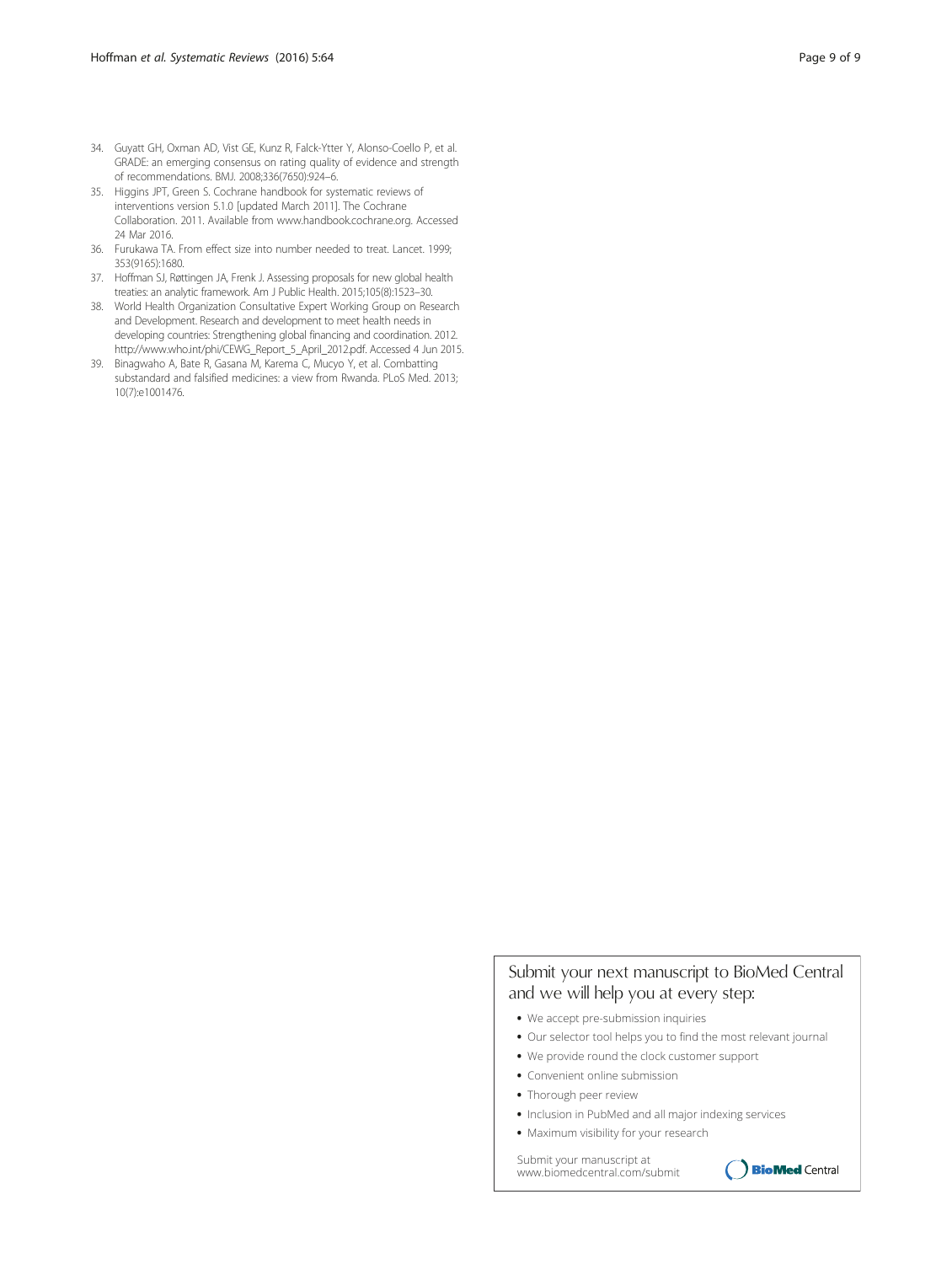34. Guyatt GH, Oxman AD, Vist GE, Kunz R, Falck-Ytter Y, Alonso-Coello P, et al. GRADE: an emerging consensus on rating quality of evidence and strength of recommendations. BMJ. 2008;336(7650):924–6.
35. Higgins JPT, Green S. Cochrane handbook for systematic reviews of interventions version 5.1.0 [updated March 2011]. The Cochrane Collaboration. 2011. Available from www.handbook.cochrane.org. Accessed 24 Mar 2016.
36. Furukawa TA. From effect size into number needed to treat. Lancet. 1999; 353(9165):1680.
37. Hoffman SJ, Røttingen JA, Frenk J. Assessing proposals for new global health treaties: an analytic framework. Am J Public Health. 2015;105(8):1523–30.
38. World Health Organization Consultative Expert Working Group on Research and Development. Research and development to meet health needs in developing countries: Strengthening global financing and coordination. 2012. http://www.who.int/phi/CEWG_Report_5_April_2012.pdf. Accessed 4 Jun 2015.
39. Binagwaho A, Bate R, Gasana M, Karema C, Mucyo Y, et al. Combatting substandard and falsified medicines: a view from Rwanda. PLoS Med. 2013; 10(7):e1001476.

Submit your next manuscript to BioMed Central and we will help you at every step:

- We accept pre-submission inquiries
- Our selector tool helps you to find the most relevant journal
- We provide round the clock customer support
- Convenient online submission
- Thorough peer review
- Inclusion in PubMed and all major indexing services
- Maximum visibility for your research

Submit your manuscript at www.biomedcentral.com/submit

BioMed Central